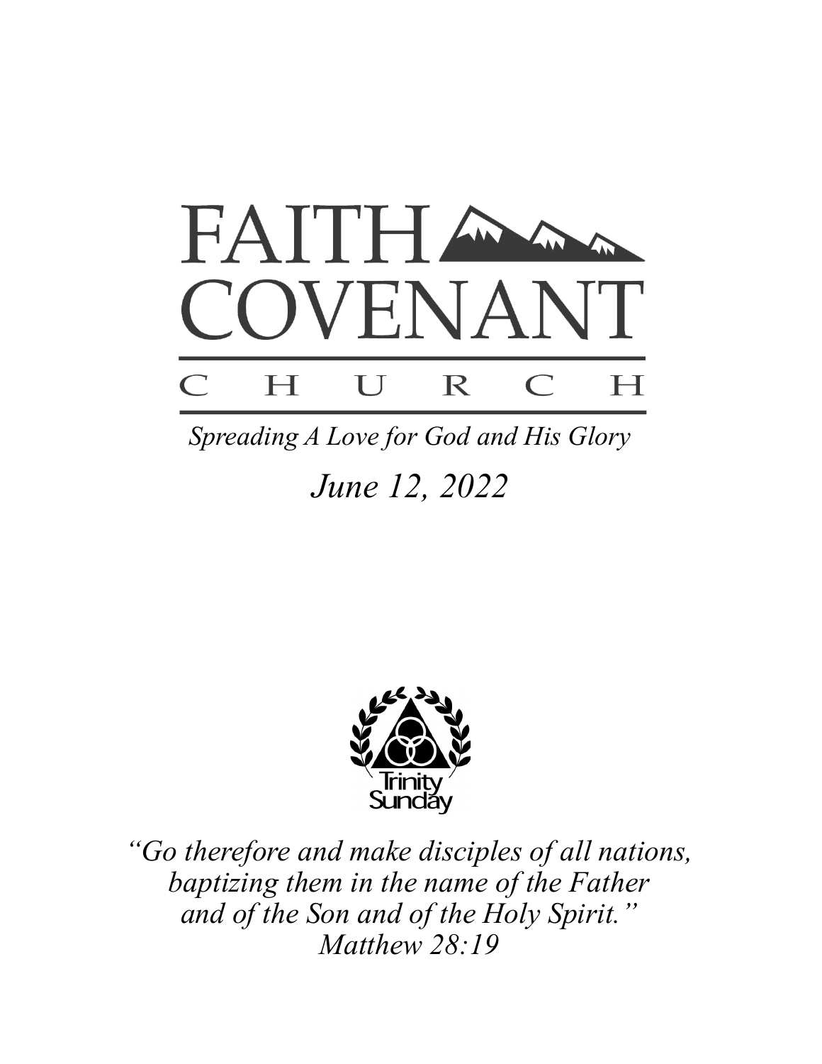# FAITH COVENANT CHURCH

*Spreading A Love for God and His Glory*

*June 12, 2022*

Trinity Sunday

*"Go therefore and make disciples of all nations, baptizing them in the name of the Father and of the Son and of the Holy Spirit."*
*Matthew 28:19*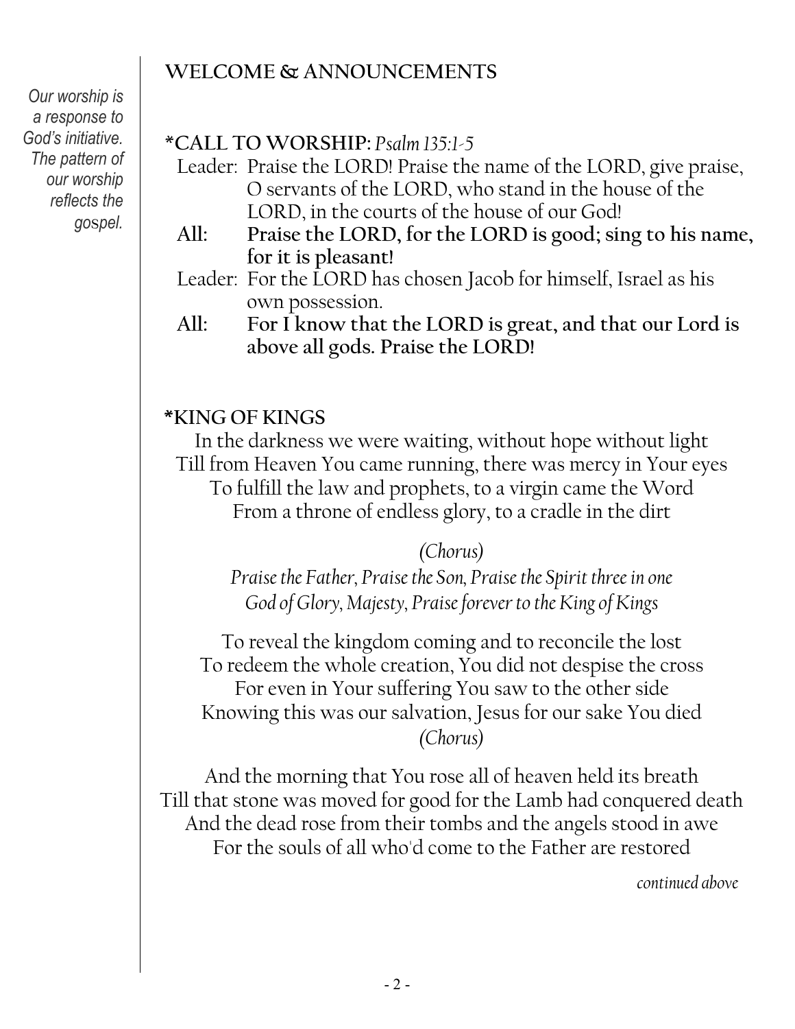*Our worship is a response to God's initiative. The pattern of our worship reflects the gospel.*

## WELCOME & ANNOUNCEMENTS

## *CALL TO WORSHIP: *Psalm 135:1-5*

Leader: Praise the LORD! Praise the name of the LORD, give praise, O servants of the LORD, who stand in the house of the LORD, in the courts of the house of our God!

**All: Praise the LORD, for the LORD is good; sing to his name, for it is pleasant!**

Leader: For the LORD has chosen Jacob for himself, Israel as his own possession.

**All: For I know that the LORD is great, and that our Lord is above all gods. Praise the LORD!**

## *KING OF KINGS

In the darkness we were waiting, without hope without light
Till from Heaven You came running, there was mercy in Your eyes
To fulfill the law and prophets, to a virgin came the Word
From a throne of endless glory, to a cradle in the dirt

*(Chorus)*
*Praise the Father, Praise the Son, Praise the Spirit three in one*
*God of Glory, Majesty, Praise forever to the King of Kings*

To reveal the kingdom coming and to reconcile the lost
To redeem the whole creation, You did not despise the cross
For even in Your suffering You saw to the other side
Knowing this was our salvation, Jesus for our sake You died
*(Chorus)*

And the morning that You rose all of heaven held its breath
Till that stone was moved for good for the Lamb had conquered death
And the dead rose from their tombs and the angels stood in awe
For the souls of all who'd come to the Father are restored

*continued above*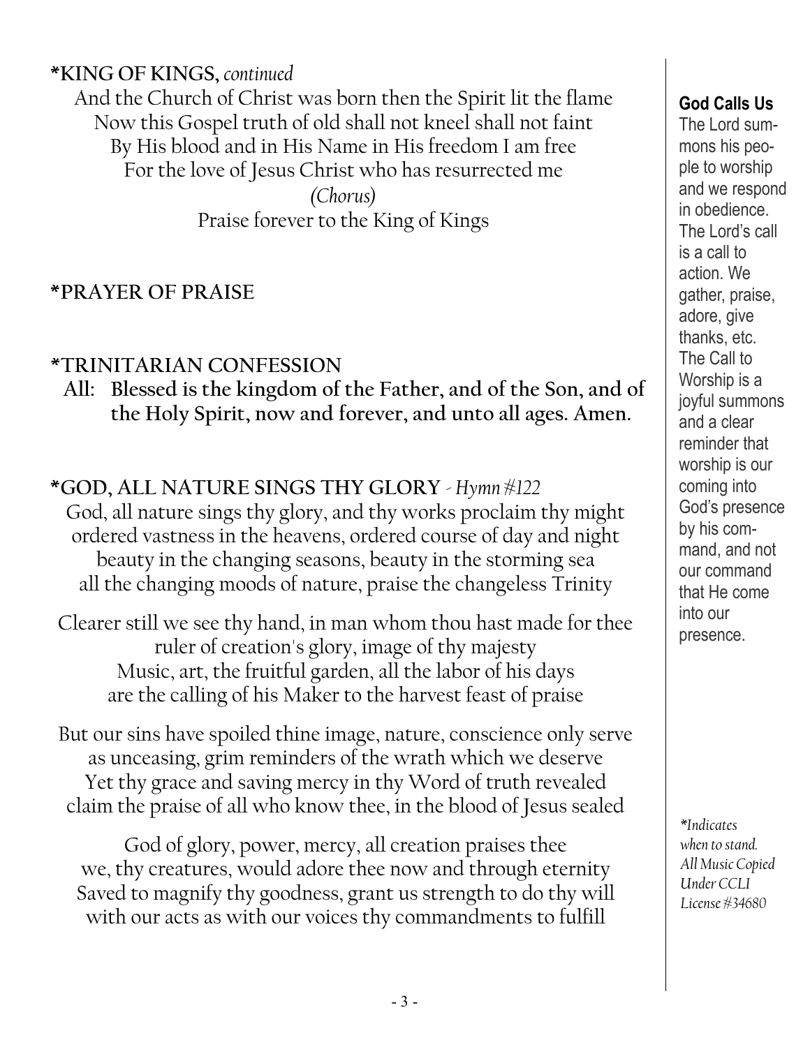**\*KING OF KINGS,** *continued*

And the Church of Christ was born then the Spirit lit the flame
Now this Gospel truth of old shall not kneel shall not faint
By His blood and in His Name in His freedom I am free
For the love of Jesus Christ who has resurrected me
*(Chorus)*
Praise forever to the King of Kings

**\*PRAYER OF PRAISE**

**\*TRINITARIAN CONFESSION**

**All: Blessed is the kingdom of the Father, and of the Son, and of the Holy Spirit, now and forever, and unto all ages. Amen.**

**\*GOD, ALL NATURE SINGS THY GLORY** *- Hymn #122*

God, all nature sings thy glory, and thy works proclaim thy might
ordered vastness in the heavens, ordered course of day and night
beauty in the changing seasons, beauty in the storming sea
all the changing moods of nature, praise the changeless Trinity

Clearer still we see thy hand, in man whom thou hast made for thee
ruler of creation's glory, image of thy majesty
Music, art, the fruitful garden, all the labor of his days
are the calling of his Maker to the harvest feast of praise

But our sins have spoiled thine image, nature, conscience only serve
as unceasing, grim reminders of the wrath which we deserve
Yet thy grace and saving mercy in thy Word of truth revealed
claim the praise of all who know thee, in the blood of Jesus sealed

God of glory, power, mercy, all creation praises thee
we, thy creatures, would adore thee now and through eternity
Saved to magnify thy goodness, grant us strength to do thy will
with our acts as with our voices thy commandments to fulfill

**God Calls Us**

The Lord summons his people to worship and we respond in obedience. The Lord's call is a call to action. We gather, praise, adore, give thanks, etc. The Call to Worship is a joyful summons and a clear reminder that worship is our coming into God's presence by his command, and not our command that He come into our presence.

*\*Indicates when to stand.*
*All Music Copied Under CCLI License #34680*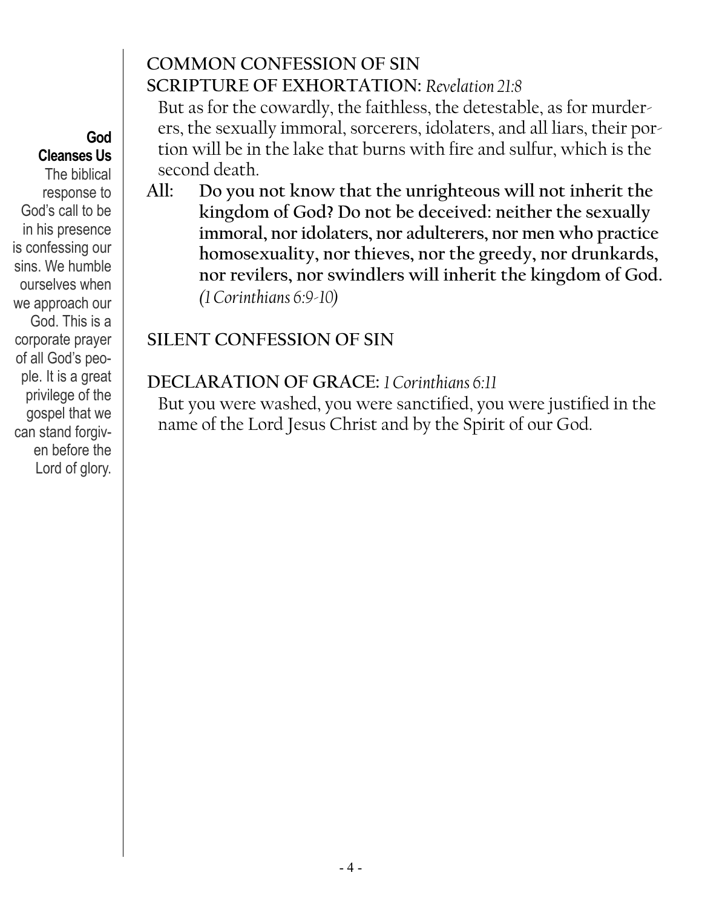**God Cleanses Us**

The biblical response to God's call to be in his presence is confessing our sins. We humble ourselves when we approach our God. This is a corporate prayer of all God's people. It is a great privilege of the gospel that we can stand forgiven before the Lord of glory.

## COMMON CONFESSION OF SIN

## SCRIPTURE OF EXHORTATION: *Revelation 21:8*

But as for the cowardly, the faithless, the detestable, as for murderers, the sexually immoral, sorcerers, idolaters, and all liars, their portion will be in the lake that burns with fire and sulfur, which is the second death.

**All: Do you not know that the unrighteous will not inherit the kingdom of God? Do not be deceived: neither the sexually immoral, nor idolaters, nor adulterers, nor men who practice homosexuality, nor thieves, nor the greedy, nor drunkards, nor revilers, nor swindlers will inherit the kingdom of God.** *(1 Corinthians 6:9-10)*

## SILENT CONFESSION OF SIN

## DECLARATION OF GRACE: *1 Corinthians 6:11*

But you were washed, you were sanctified, you were justified in the name of the Lord Jesus Christ and by the Spirit of our God.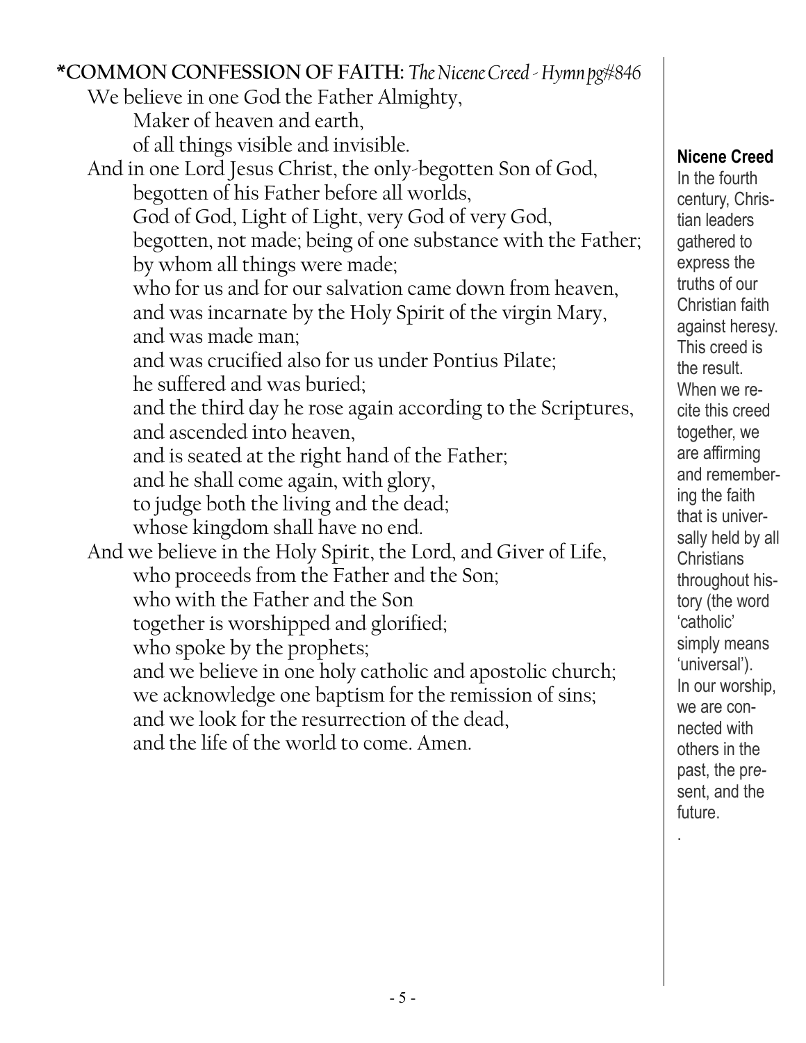**\*COMMON CONFESSION OF FAITH:** *The Nicene Creed - Hymn pg#846*

We believe in one God the Father Almighty,
Maker of heaven and earth,
of all things visible and invisible.
And in one Lord Jesus Christ, the only-begotten Son of God,
begotten of his Father before all worlds,
God of God, Light of Light, very God of very God,
begotten, not made; being of one substance with the Father;
by whom all things were made;
who for us and for our salvation came down from heaven,
and was incarnate by the Holy Spirit of the virgin Mary,
and was made man;
and was crucified also for us under Pontius Pilate;
he suffered and was buried;
and the third day he rose again according to the Scriptures,
and ascended into heaven,
and is seated at the right hand of the Father;
and he shall come again, with glory,
to judge both the living and the dead;
whose kingdom shall have no end.
And we believe in the Holy Spirit, the Lord, and Giver of Life,
who proceeds from the Father and the Son;
who with the Father and the Son
together is worshipped and glorified;
who spoke by the prophets;
and we believe in one holy catholic and apostolic church;
we acknowledge one baptism for the remission of sins;
and we look for the resurrection of the dead,
and the life of the world to come. Amen.

**Nicene Creed**

In the fourth century, Christian leaders gathered to express the truths of our Christian faith against heresy. This creed is the result. When we recite this creed together, we are affirming and remembering the faith that is universally held by all Christians throughout history (the word 'catholic' simply means 'universal'). In our worship, we are connected with others in the past, the present, and the future.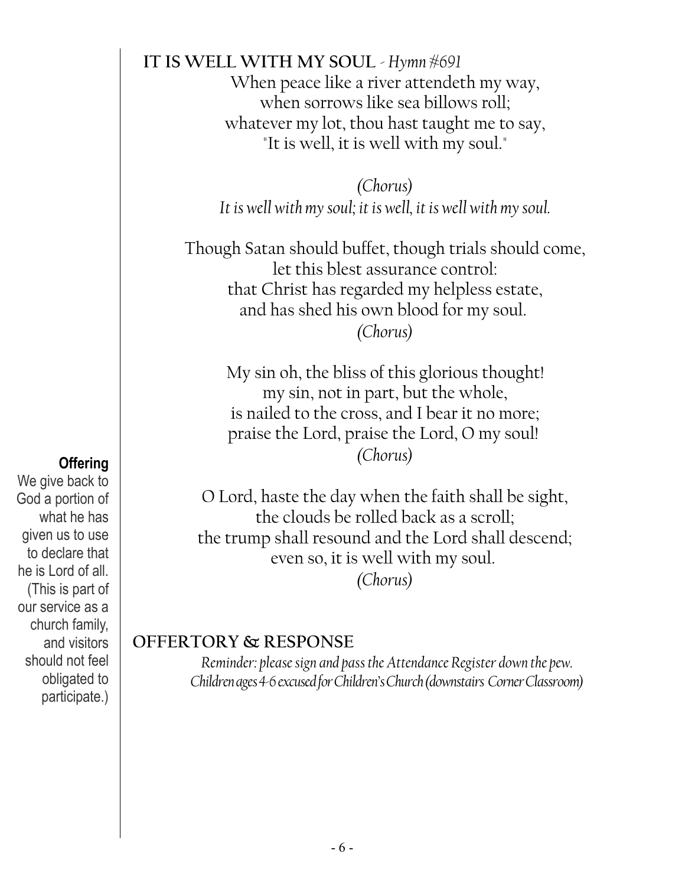## IT IS WELL WITH MY SOUL - *Hymn #691*

When peace like a river attendeth my way,
when sorrows like sea billows roll;
whatever my lot, thou hast taught me to say,
"It is well, it is well with my soul."

*(Chorus)*
*It is well with my soul; it is well, it is well with my soul.*

Though Satan should buffet, though trials should come,
let this blest assurance control:
that Christ has regarded my helpless estate,
and has shed his own blood for my soul.
*(Chorus)*

My sin oh, the bliss of this glorious thought!
my sin, not in part, but the whole,
is nailed to the cross, and I bear it no more;
praise the Lord, praise the Lord, O my soul!
*(Chorus)*

O Lord, haste the day when the faith shall be sight,
the clouds be rolled back as a scroll;
the trump shall resound and the Lord shall descend;
even so, it is well with my soul.
*(Chorus)*

**Offering**
We give back to God a portion of what he has given us to use to declare that he is Lord of all. (This is part of our service as a church family, and visitors should not feel obligated to participate.)

## OFFERTORY & RESPONSE

*Reminder: please sign and pass the Attendance Register down the pew.*
*Children ages 4-6 excused for Children's Church (downstairs Corner Classroom)*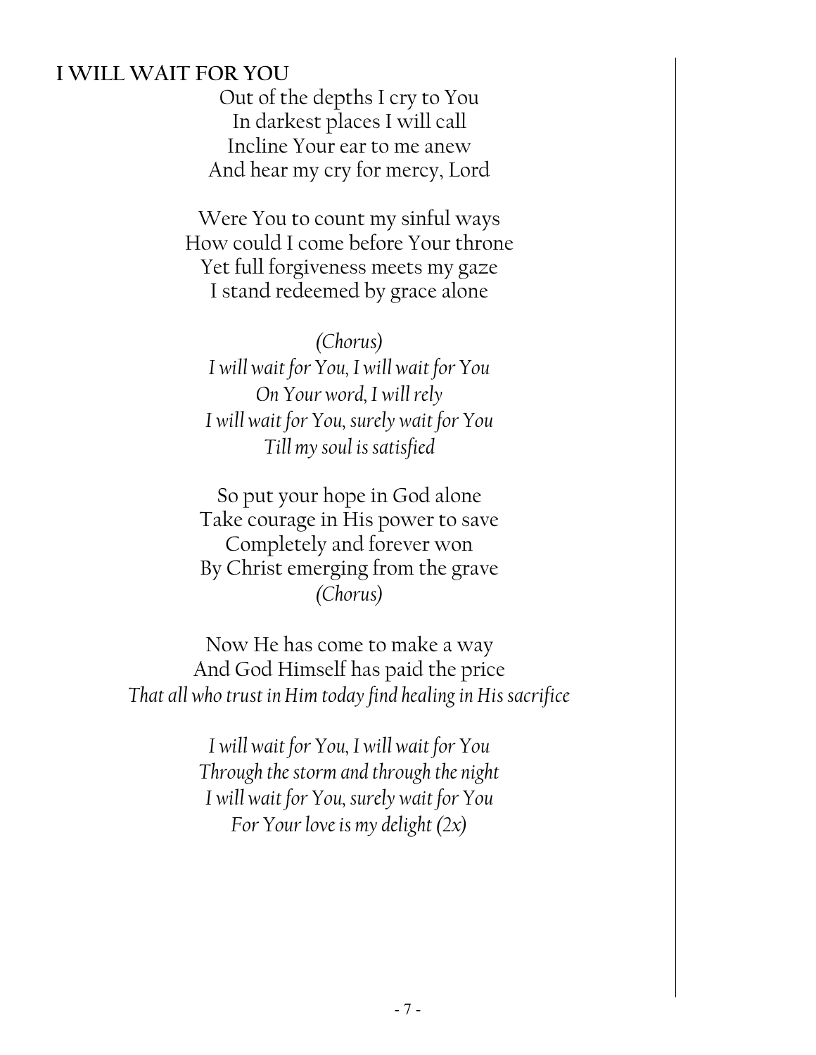## I WILL WAIT FOR YOU

Out of the depths I cry to You
In darkest places I will call
Incline Your ear to me anew
And hear my cry for mercy, Lord

Were You to count my sinful ways
How could I come before Your throne
Yet full forgiveness meets my gaze
I stand redeemed by grace alone

*(Chorus)*
*I will wait for You, I will wait for You*
*On Your word, I will rely*
*I will wait for You, surely wait for You*
*Till my soul is satisfied*

So put your hope in God alone
Take courage in His power to save
Completely and forever won
By Christ emerging from the grave
*(Chorus)*

Now He has come to make a way
And God Himself has paid the price
*That all who trust in Him today find healing in His sacrifice*

*I will wait for You, I will wait for You*
*Through the storm and through the night*
*I will wait for You, surely wait for You*
*For Your love is my delight (2x)*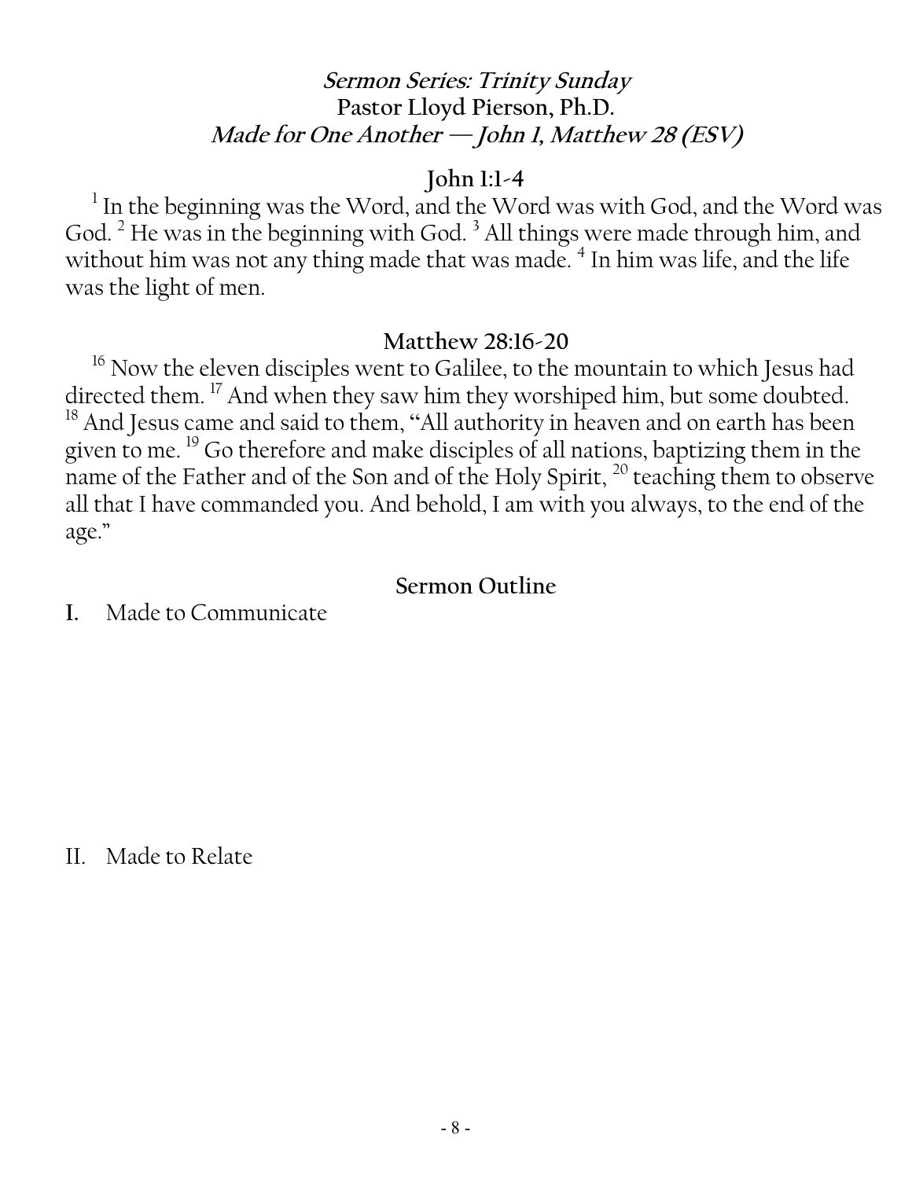## *Sermon Series: Trinity Sunday*

**Pastor Lloyd Pierson, Ph.D.**

***Made for One Another — John 1, Matthew 28 (ESV)***

### John 1:1-4

[1] In the beginning was the Word, and the Word was with God, and the Word was God. [2] He was in the beginning with God. [3] All things were made through him, and without him was not any thing made that was made. [4] In him was life, and the life was the light of men.

### Matthew 28:16-20

[16] Now the eleven disciples went to Galilee, to the mountain to which Jesus had directed them. [17] And when they saw him they worshiped him, but some doubted. [18] And Jesus came and said to them, "All authority in heaven and on earth has been given to me. [19] Go therefore and make disciples of all nations, baptizing them in the name of the Father and of the Son and of the Holy Spirit, [20] teaching them to observe all that I have commanded you. And behold, I am with you always, to the end of the age."

### Sermon Outline

**I.** Made to Communicate

II. Made to Relate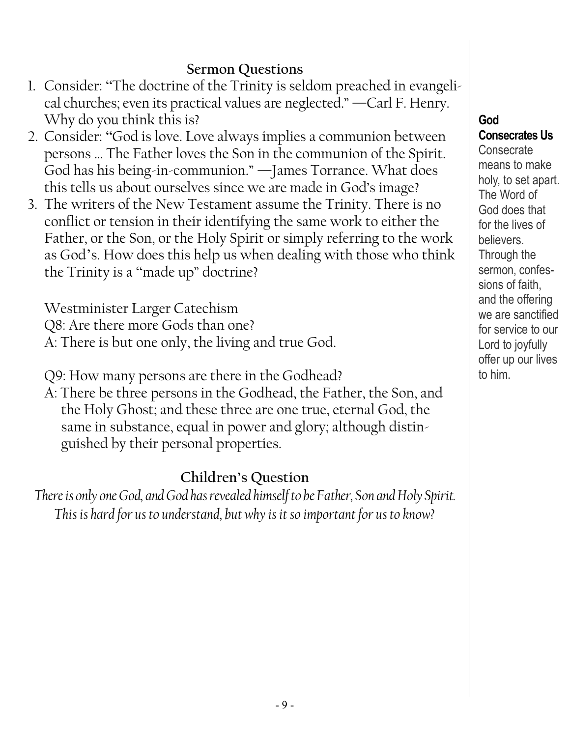## Sermon Questions

1. Consider: "The doctrine of the Trinity is seldom preached in evangelical churches; even its practical values are neglected." —Carl F. Henry. Why do you think this is?
2. Consider: "God is love. Love always implies a communion between persons … The Father loves the Son in the communion of the Spirit. God has his being-in-communion." —James Torrance. What does this tells us about ourselves since we are made in God's image?
3. The writers of the New Testament assume the Trinity. There is no conflict or tension in their identifying the same work to either the Father, or the Son, or the Holy Spirit or simply referring to the work as God's. How does this help us when dealing with those who think the Trinity is a "made up" doctrine?

Westminister Larger Catechism

Q8: Are there more Gods than one?

A: There is but one only, the living and true God.

Q9: How many persons are there in the Godhead?

A: There be three persons in the Godhead, the Father, the Son, and the Holy Ghost; and these three are one true, eternal God, the same in substance, equal in power and glory; although distinguished by their personal properties.

## Children's Question

*There is only one God, and God has revealed himself to be Father, Son and Holy Spirit. This is hard for us to understand, but why is it so important for us to know?*

**God Consecrates Us**

Consecrate means to make holy, to set apart. The Word of God does that for the lives of believers. Through the sermon, confessions of faith, and the offering we are sanctified for service to our Lord to joyfully offer up our lives to him.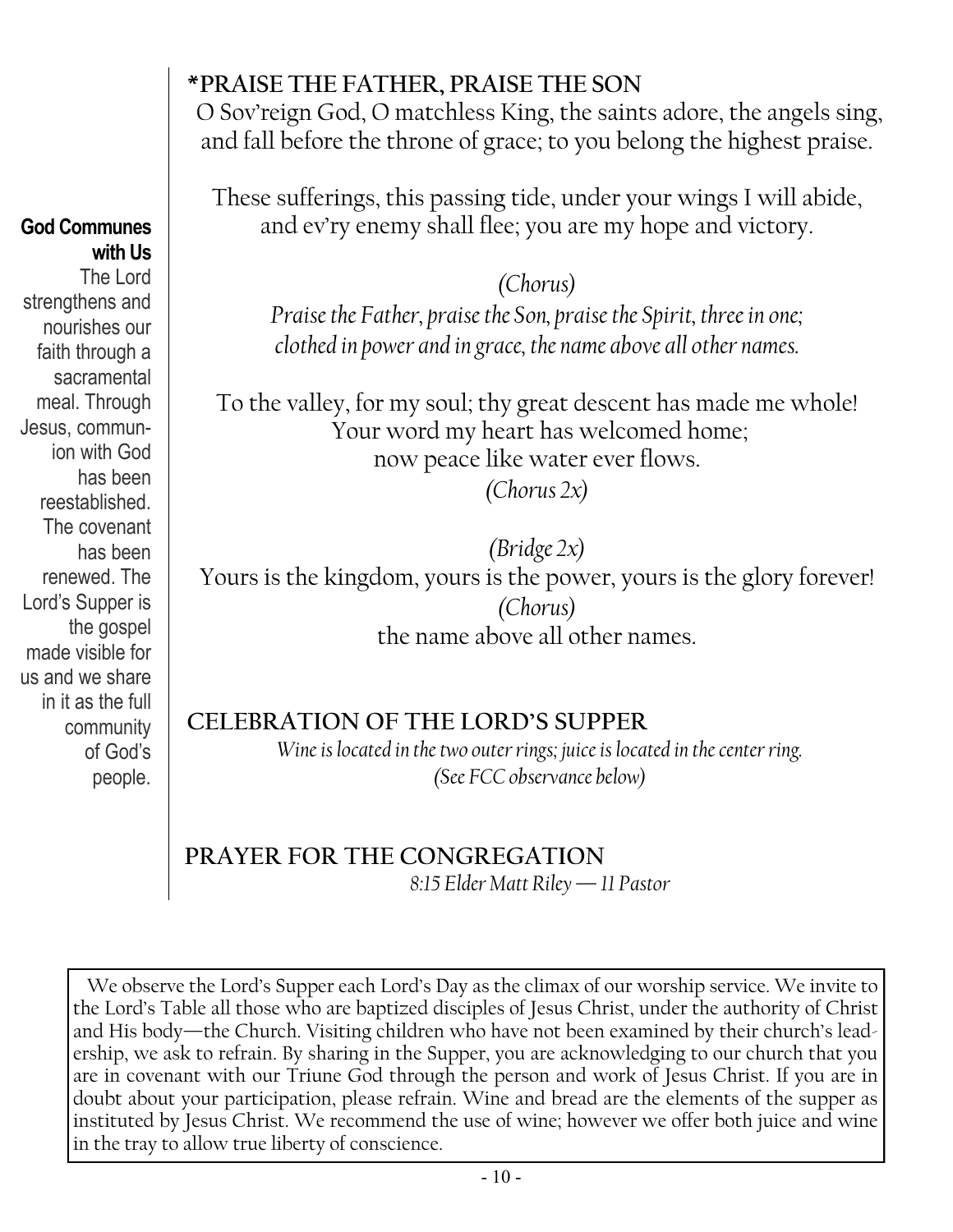**God Communes with Us**
The Lord strengthens and nourishes our faith through a sacramental meal. Through Jesus, communion with God has been reestablished. The covenant has been renewed. The Lord's Supper is the gospel made visible for us and we share in it as the full community of God's people.

## *PRAISE THE FATHER, PRAISE THE SON

O Sov'reign God, O matchless King, the saints adore, the angels sing,
and fall before the throne of grace; to you belong the highest praise.

These sufferings, this passing tide, under your wings I will abide,
and ev'ry enemy shall flee; you are my hope and victory.

*(Chorus)*
*Praise the Father, praise the Son, praise the Spirit, three in one;*
*clothed in power and in grace, the name above all other names.*

To the valley, for my soul; thy great descent has made me whole!
Your word my heart has welcomed home;
now peace like water ever flows.
*(Chorus 2x)*

*(Bridge 2x)*
Yours is the kingdom, yours is the power, yours is the glory forever!
*(Chorus)*
the name above all other names.

## CELEBRATION OF THE LORD'S SUPPER

*Wine is located in the two outer rings; juice is located in the center ring.*
*(See FCC observance below)*

## PRAYER FOR THE CONGREGATION

*8:15 Elder Matt Riley — 11 Pastor*

We observe the Lord's Supper each Lord's Day as the climax of our worship service. We invite to the Lord's Table all those who are baptized disciples of Jesus Christ, under the authority of Christ and His body—the Church. Visiting children who have not been examined by their church's leadership, we ask to refrain. By sharing in the Supper, you are acknowledging to our church that you are in covenant with our Triune God through the person and work of Jesus Christ. If you are in doubt about your participation, please refrain. Wine and bread are the elements of the supper as instituted by Jesus Christ. We recommend the use of wine; however we offer both juice and wine in the tray to allow true liberty of conscience.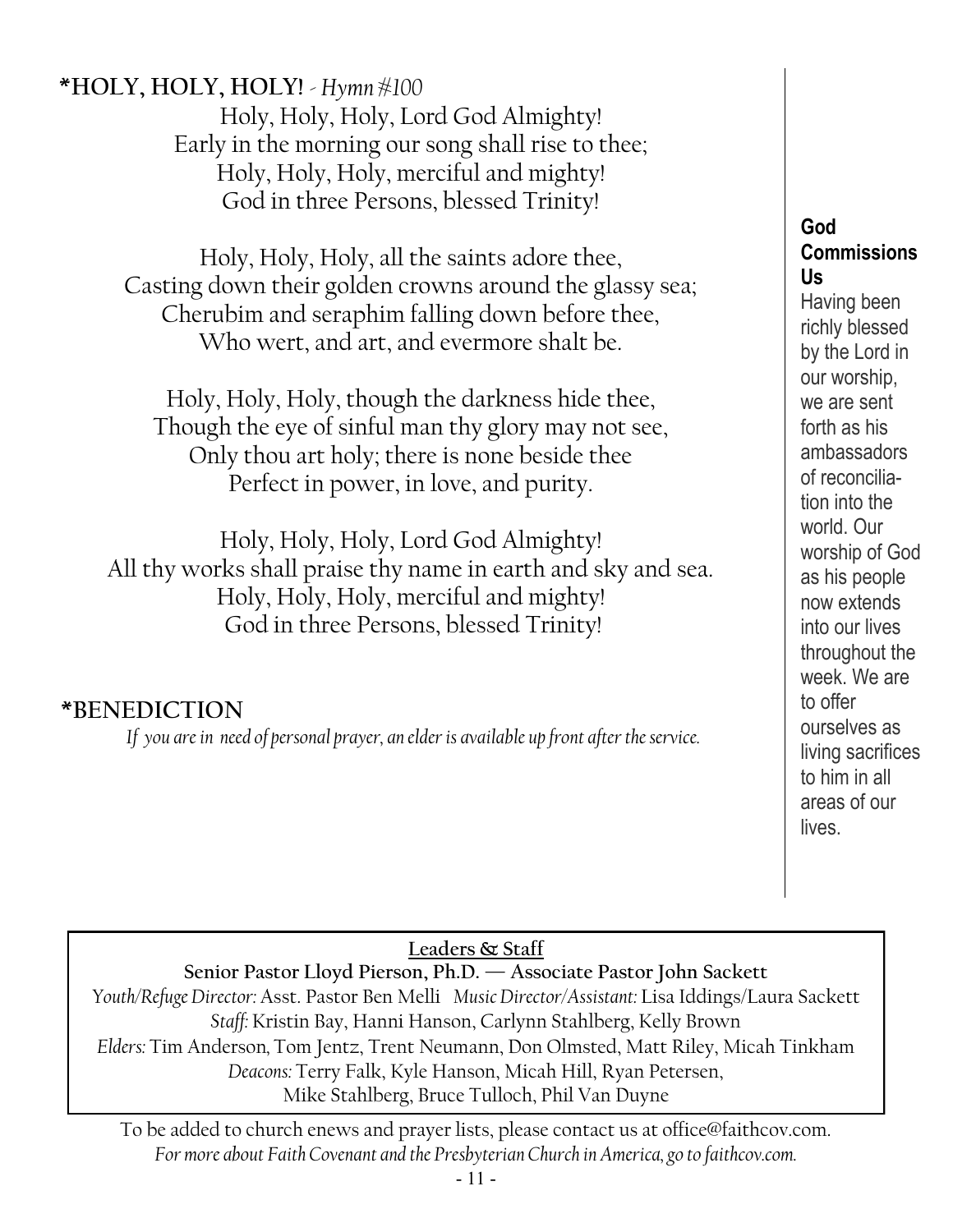## *HOLY, HOLY, HOLY! *- Hymn #100*

Holy, Holy, Holy, Lord God Almighty!
Early in the morning our song shall rise to thee;
Holy, Holy, Holy, merciful and mighty!
God in three Persons, blessed Trinity!

Holy, Holy, Holy, all the saints adore thee,
Casting down their golden crowns around the glassy sea;
Cherubim and seraphim falling down before thee,
Who wert, and art, and evermore shalt be.

Holy, Holy, Holy, though the darkness hide thee,
Though the eye of sinful man thy glory may not see,
Only thou art holy; there is none beside thee
Perfect in power, in love, and purity.

Holy, Holy, Holy, Lord God Almighty!
All thy works shall praise thy name in earth and sky and sea.
Holy, Holy, Holy, merciful and mighty!
God in three Persons, blessed Trinity!

## *BENEDICTION

*If you are in need of personal prayer, an elder is available up front after the service.*

**God Commissions Us**

Having been richly blessed by the Lord in our worship, we are sent forth as his ambassadors of reconciliation into the world. Our worship of God as his people now extends into our lives throughout the week. We are to offer ourselves as living sacrifices to him in all areas of our lives.

**Leaders & Staff**

**Senior Pastor Lloyd Pierson, Ph.D. — Associate Pastor John Sackett**

*Youth/Refuge Director:* Asst. Pastor Ben Melli *Music Director/Assistant:* Lisa Iddings/Laura Sackett

*Staff:* Kristin Bay, Hanni Hanson, Carlynn Stahlberg, Kelly Brown

*Elders:* Tim Anderson, Tom Jentz, Trent Neumann, Don Olmsted, Matt Riley, Micah Tinkham

*Deacons:* Terry Falk, Kyle Hanson, Micah Hill, Ryan Petersen, Mike Stahlberg, Bruce Tulloch, Phil Van Duyne

To be added to church enews and prayer lists, please contact us at office@faithcov.com.

*For more about Faith Covenant and the Presbyterian Church in America, go to faithcov.com.*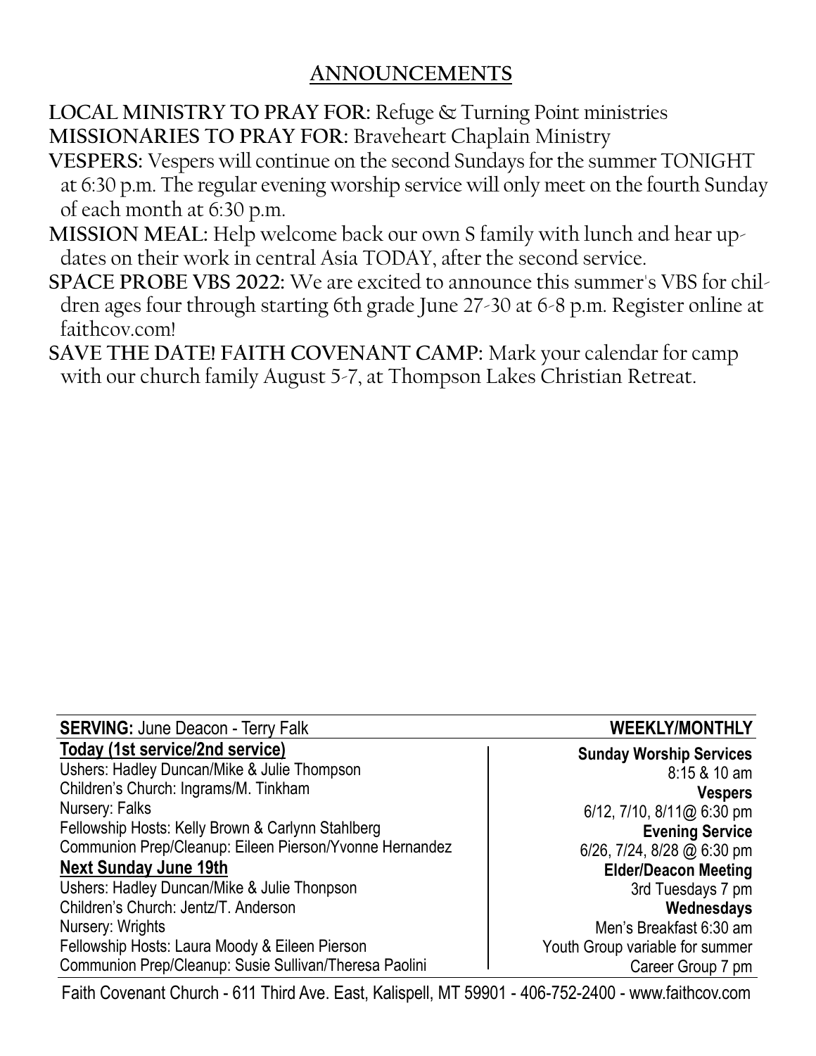## ANNOUNCEMENTS

**LOCAL MINISTRY TO PRAY FOR:** Refuge & Turning Point ministries

**MISSIONARIES TO PRAY FOR:** Braveheart Chaplain Ministry

**VESPERS:** Vespers will continue on the second Sundays for the summer TONIGHT at 6:30 p.m. The regular evening worship service will only meet on the fourth Sunday of each month at 6:30 p.m.

**MISSION MEAL:** Help welcome back our own S family with lunch and hear updates on their work in central Asia TODAY, after the second service.

**SPACE PROBE VBS 2022:** We are excited to announce this summer's VBS for children ages four through starting 6th grade June 27-30 at 6-8 p.m. Register online at faithcov.com!

**SAVE THE DATE! FAITH COVENANT CAMP:** Mark your calendar for camp with our church family August 5-7, at Thompson Lakes Christian Retreat.

**SERVING:** June Deacon - Terry Falk

**Today (1st service/2nd service)**

Ushers: Hadley Duncan/Mike & Julie Thompson
Children's Church: Ingrams/M. Tinkham
Nursery: Falks
Fellowship Hosts: Kelly Brown & Carlynn Stahlberg
Communion Prep/Cleanup: Eileen Pierson/Yvonne Hernandez

**Next Sunday June 19th**

Ushers: Hadley Duncan/Mike & Julie Thonpson
Children's Church: Jentz/T. Anderson
Nursery: Wrights
Fellowship Hosts: Laura Moody & Eileen Pierson
Communion Prep/Cleanup: Susie Sullivan/Theresa Paolini

**WEEKLY/MONTHLY**

**Sunday Worship Services**
8:15 & 10 am

**Vespers**
6/12, 7/10, 8/11@ 6:30 pm

**Evening Service**
6/26, 7/24, 8/28 @ 6:30 pm

**Elder/Deacon Meeting**
3rd Tuesdays 7 pm

**Wednesdays**
Men's Breakfast 6:30 am
Youth Group variable for summer
Career Group 7 pm

Faith Covenant Church - 611 Third Ave. East, Kalispell, MT 59901 - 406-752-2400 - www.faithcov.com